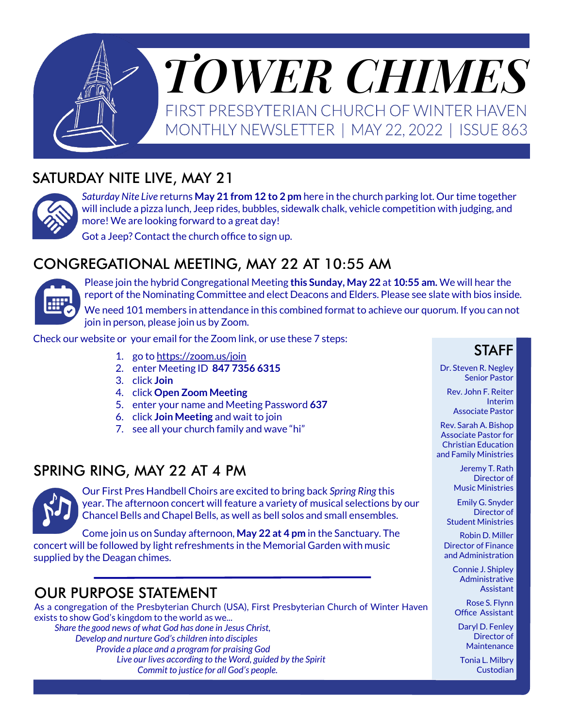# TOWER CHIMES

FIRST PRESBYTERIAN CHURCH OF WINTER HAVEN
MONTHLY NEWSLETTER | MAY 22, 2022 | ISSUE 863

## SATURDAY NITE LIVE, MAY 21

*Saturday Nite Live* returns **May 21 from 12 to 2 pm** here in the church parking lot. Our time together will include a pizza lunch, Jeep rides, bubbles, sidewalk chalk, vehicle competition with judging, and more! We are looking forward to a great day!

Got a Jeep? Contact the church office to sign up.

## CONGREGATIONAL MEETING, MAY 22 AT 10:55 AM

Please join the hybrid Congregational Meeting **this Sunday, May 22** at **10:55 am.** We will hear the report of the Nominating Committee and elect Deacons and Elders. Please see slate with bios inside.

We need 101 members in attendance in this combined format to achieve our quorum. If you can not join in person, please join us by Zoom.

Check our website or your email for the Zoom link, or use these 7 steps:

1. go to https://zoom.us/join
2. enter Meeting ID **847 7356 6315**
3. click **Join**
4. click **Open Zoom Meeting**
5. enter your name and Meeting Password **637**
6. click **Join Meeting** and wait to join
7. see all your church family and wave "hi"

## SPRING RING, MAY 22 AT 4 PM

Our First Pres Handbell Choirs are excited to bring back *Spring Ring* this year. The afternoon concert will feature a variety of musical selections by our Chancel Bells and Chapel Bells, as well as bell solos and small ensembles.

Come join us on Sunday afternoon, **May 22 at 4 pm** in the Sanctuary. The concert will be followed by light refreshments in the Memorial Garden with music supplied by the Deagan chimes.

## OUR PURPOSE STATEMENT

As a congregation of the Presbyterian Church (USA), First Presbyterian Church of Winter Haven exists to show God's kingdom to the world as we...

*Share the good news of what God has done in Jesus Christ,*
*Develop and nurture God's children into disciples*
*Provide a place and a program for praising God*
*Live our lives according to the Word, guided by the Spirit*
*Commit to justice for all God's people.*

## STAFF

Dr. Steven R. Negley
Senior Pastor

Rev. John F. Reiter
Interim Associate Pastor

Rev. Sarah A. Bishop
Associate Pastor for Christian Education and Family Ministries

Jeremy T. Rath
Director of Music Ministries

Emily G. Snyder
Director of Student Ministries

Robin D. Miller
Director of Finance and Administration

Connie J. Shipley
Administrative Assistant

Rose S. Flynn
Office Assistant

Daryl D. Fenley
Director of Maintenance

Tonia L. Milbry
Custodian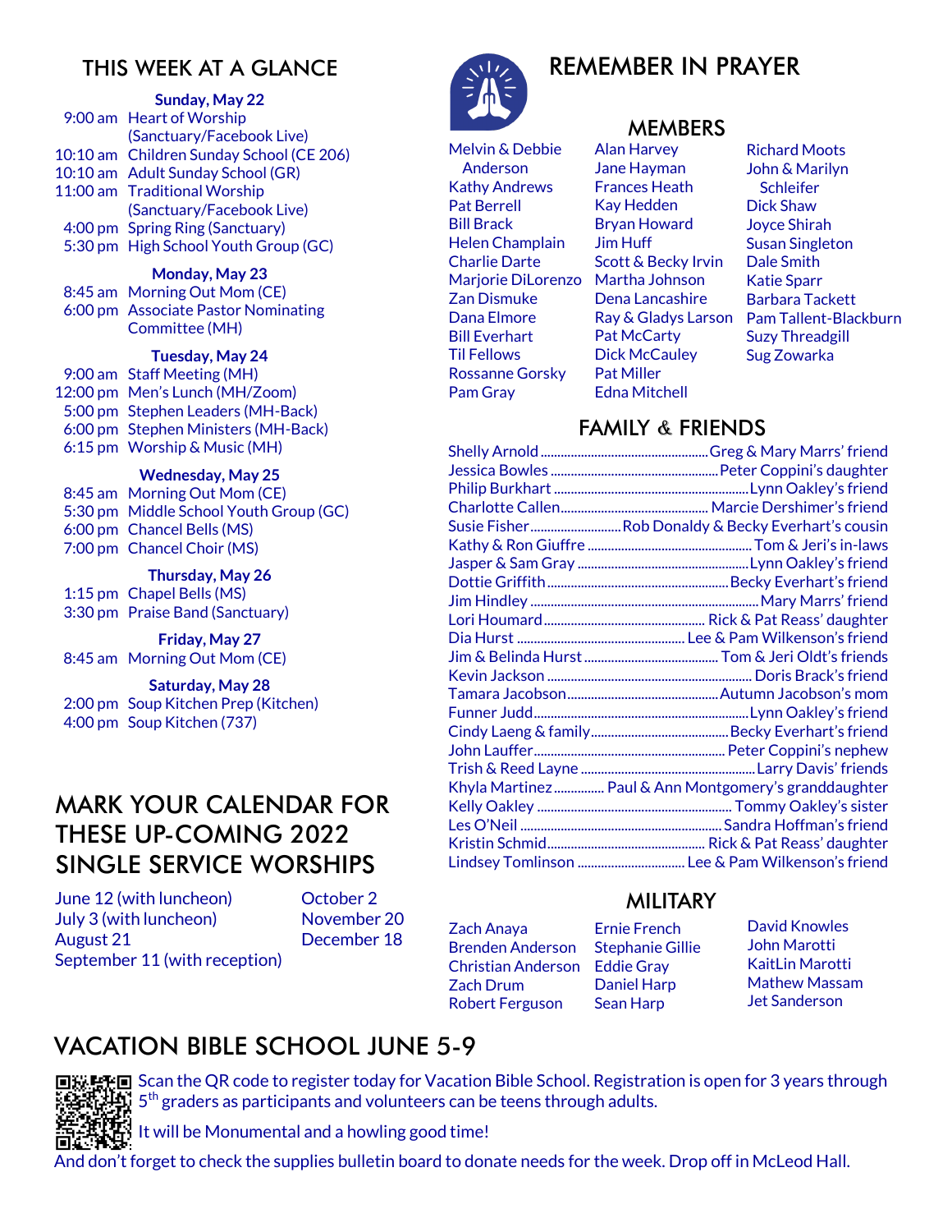## THIS WEEK AT A GLANCE

**Sunday, May 22**
- 9:00 am Heart of Worship (Sanctuary/Facebook Live)
- 10:10 am Children Sunday School (CE 206)
- 10:10 am Adult Sunday School (GR)
- 11:00 am Traditional Worship (Sanctuary/Facebook Live)
- 4:00 pm Spring Ring (Sanctuary)
- 5:30 pm High School Youth Group (GC)

**Monday, May 23**
- 8:45 am Morning Out Mom (CE)
- 6:00 pm Associate Pastor Nominating Committee (MH)

**Tuesday, May 24**
- 9:00 am Staff Meeting (MH)
- 12:00 pm Men's Lunch (MH/Zoom)
- 5:00 pm Stephen Leaders (MH-Back)
- 6:00 pm Stephen Ministers (MH-Back)
- 6:15 pm Worship & Music (MH)

**Wednesday, May 25**
- 8:45 am Morning Out Mom (CE)
- 5:30 pm Middle School Youth Group (GC)
- 6:00 pm Chancel Bells (MS)
- 7:00 pm Chancel Choir (MS)

**Thursday, May 26**
- 1:15 pm Chapel Bells (MS)
- 3:30 pm Praise Band (Sanctuary)

**Friday, May 27**
- 8:45 am Morning Out Mom (CE)

**Saturday, May 28**
- 2:00 pm Soup Kitchen Prep (Kitchen)
- 4:00 pm Soup Kitchen (737)

## MARK YOUR CALENDAR FOR THESE UP-COMING 2022 SINGLE SERVICE WORSHIPS

- June 12 (with luncheon)
- July 3 (with luncheon)
- August 21
- September 11 (with reception)
- October 2
- November 20
- December 18

## REMEMBER IN PRAYER

### MEMBERS

Melvin & Debbie Anderson
Kathy Andrews
Pat Berrell
Bill Brack
Helen Champlain
Charlie Darte
Marjorie DiLorenzo
Zan Dismuke
Dana Elmore
Bill Everhart
Til Fellows
Rossanne Gorsky
Pam Gray
Alan Harvey
Jane Hayman
Frances Heath
Kay Hedden
Bryan Howard
Jim Huff
Scott & Becky Irvin
Martha Johnson
Dena Lancashire
Ray & Gladys Larson
Pat McCarty
Dick McCauley
Pat Miller
Edna Mitchell
Richard Moots
John & Marilyn Schleifer
Dick Shaw
Joyce Shirah
Susan Singleton
Dale Smith
Katie Sparr
Barbara Tackett
Pam Tallent-Blackburn
Suzy Threadgill
Sug Zowarka

### FAMILY & FRIENDS

- Shelly Arnold .......... Greg & Mary Marrs' friend
- Jessica Bowles .......... Peter Coppini's daughter
- Philip Burkhart .......... Lynn Oakley's friend
- Charlotte Callen .......... Marcie Dershimer's friend
- Susie Fisher .......... Rob Donaldy & Becky Everhart's cousin
- Kathy & Ron Giuffre .......... Tom & Jeri's in-laws
- Jasper & Sam Gray .......... Lynn Oakley's friend
- Dottie Griffith .......... Becky Everhart's friend
- Jim Hindley .......... Mary Marrs' friend
- Lori Houmard .......... Rick & Pat Reass' daughter
- Dia Hurst .......... Lee & Pam Wilkenson's friend
- Jim & Belinda Hurst .......... Tom & Jeri Oldt's friends
- Kevin Jackson .......... Doris Brack's friend
- Tamara Jacobson .......... Autumn Jacobson's mom
- Funner Judd .......... Lynn Oakley's friend
- Cindy Laeng & family .......... Becky Everhart's friend
- John Lauffer .......... Peter Coppini's nephew
- Trish & Reed Layne .......... Larry Davis' friends
- Khyla Martinez .......... Paul & Ann Montgomery's granddaughter
- Kelly Oakley .......... Tommy Oakley's sister
- Les O'Neil .......... Sandra Hoffman's friend
- Kristin Schmid .......... Rick & Pat Reass' daughter
- Lindsey Tomlinson .......... Lee & Pam Wilkenson's friend

### MILITARY

Zach Anaya
Brenden Anderson
Christian Anderson
Zach Drum
Robert Ferguson
Ernie French
Stephanie Gillie
Eddie Gray
Daniel Harp
Sean Harp
David Knowles
John Marotti
KaitLin Marotti
Mathew Massam
Jet Sanderson

## VACATION BIBLE SCHOOL JUNE 5-9

Scan the QR code to register today for Vacation Bible School. Registration is open for 3 years through 5th graders as participants and volunteers can be teens through adults.

It will be Monumental and a howling good time!

And don't forget to check the supplies bulletin board to donate needs for the week. Drop off in McLeod Hall.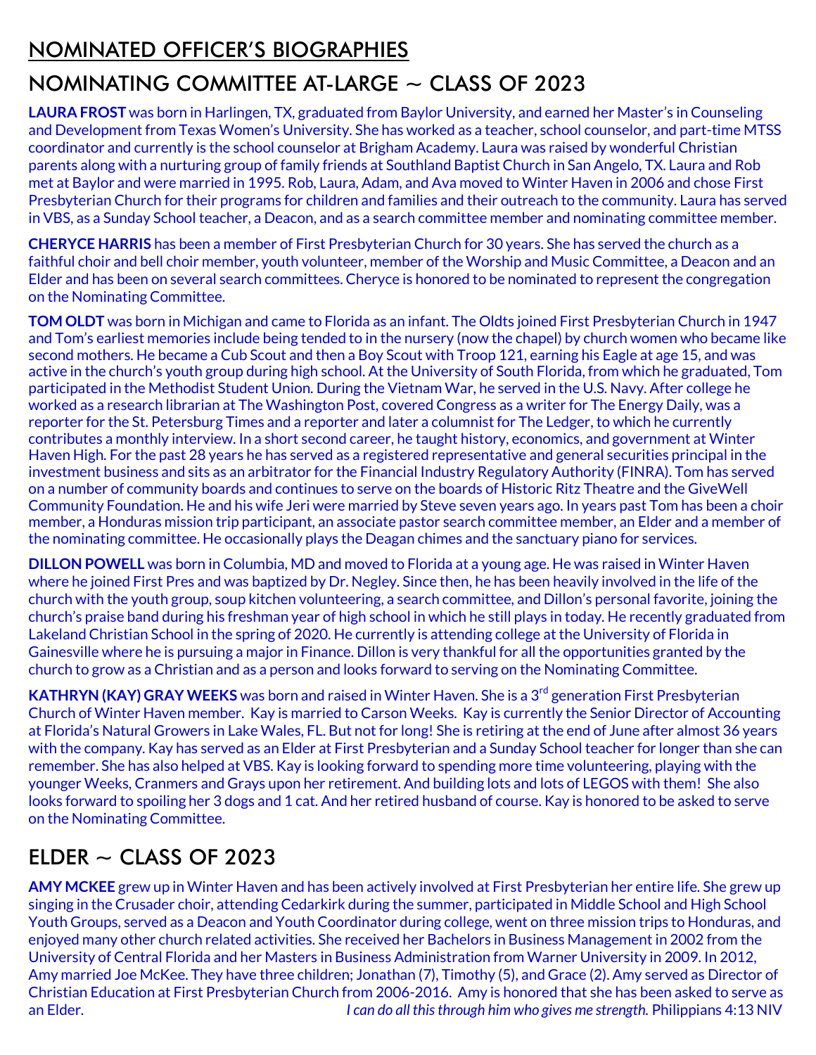# NOMINATED OFFICER'S BIOGRAPHIES

## NOMINATING COMMITTEE AT-LARGE ~ CLASS OF 2023

**LAURA FROST** was born in Harlingen, TX, graduated from Baylor University, and earned her Master's in Counseling and Development from Texas Women's University. She has worked as a teacher, school counselor, and part-time MTSS coordinator and currently is the school counselor at Brigham Academy. Laura was raised by wonderful Christian parents along with a nurturing group of family friends at Southland Baptist Church in San Angelo, TX. Laura and Rob met at Baylor and were married in 1995. Rob, Laura, Adam, and Ava moved to Winter Haven in 2006 and chose First Presbyterian Church for their programs for children and families and their outreach to the community. Laura has served in VBS, as a Sunday School teacher, a Deacon, and as a search committee member and nominating committee member.

**CHERYCE HARRIS** has been a member of First Presbyterian Church for 30 years. She has served the church as a faithful choir and bell choir member, youth volunteer, member of the Worship and Music Committee, a Deacon and an Elder and has been on several search committees. Cheryce is honored to be nominated to represent the congregation on the Nominating Committee.

**TOM OLDT** was born in Michigan and came to Florida as an infant. The Oldts joined First Presbyterian Church in 1947 and Tom's earliest memories include being tended to in the nursery (now the chapel) by church women who became like second mothers. He became a Cub Scout and then a Boy Scout with Troop 121, earning his Eagle at age 15, and was active in the church's youth group during high school. At the University of South Florida, from which he graduated, Tom participated in the Methodist Student Union. During the Vietnam War, he served in the U.S. Navy. After college he worked as a research librarian at The Washington Post, covered Congress as a writer for The Energy Daily, was a reporter for the St. Petersburg Times and a reporter and later a columnist for The Ledger, to which he currently contributes a monthly interview. In a short second career, he taught history, economics, and government at Winter Haven High. For the past 28 years he has served as a registered representative and general securities principal in the investment business and sits as an arbitrator for the Financial Industry Regulatory Authority (FINRA). Tom has served on a number of community boards and continues to serve on the boards of Historic Ritz Theatre and the GiveWell Community Foundation. He and his wife Jeri were married by Steve seven years ago. In years past Tom has been a choir member, a Honduras mission trip participant, an associate pastor search committee member, an Elder and a member of the nominating committee. He occasionally plays the Deagan chimes and the sanctuary piano for services.

**DILLON POWELL** was born in Columbia, MD and moved to Florida at a young age. He was raised in Winter Haven where he joined First Pres and was baptized by Dr. Negley. Since then, he has been heavily involved in the life of the church with the youth group, soup kitchen volunteering, a search committee, and Dillon's personal favorite, joining the church's praise band during his freshman year of high school in which he still plays in today. He recently graduated from Lakeland Christian School in the spring of 2020. He currently is attending college at the University of Florida in Gainesville where he is pursuing a major in Finance. Dillon is very thankful for all the opportunities granted by the church to grow as a Christian and as a person and looks forward to serving on the Nominating Committee.

**KATHRYN (KAY) GRAY WEEKS** was born and raised in Winter Haven. She is a 3rd generation First Presbyterian Church of Winter Haven member. Kay is married to Carson Weeks. Kay is currently the Senior Director of Accounting at Florida's Natural Growers in Lake Wales, FL. But not for long! She is retiring at the end of June after almost 36 years with the company. Kay has served as an Elder at First Presbyterian and a Sunday School teacher for longer than she can remember. She has also helped at VBS. Kay is looking forward to spending more time volunteering, playing with the younger Weeks, Cranmers and Grays upon her retirement. And building lots and lots of LEGOS with them! She also looks forward to spoiling her 3 dogs and 1 cat. And her retired husband of course. Kay is honored to be asked to serve on the Nominating Committee.

## ELDER ~ CLASS OF 2023

**AMY MCKEE** grew up in Winter Haven and has been actively involved at First Presbyterian her entire life. She grew up singing in the Crusader choir, attending Cedarkirk during the summer, participated in Middle School and High School Youth Groups, served as a Deacon and Youth Coordinator during college, went on three mission trips to Honduras, and enjoyed many other church related activities. She received her Bachelors in Business Management in 2002 from the University of Central Florida and her Masters in Business Administration from Warner University in 2009. In 2012, Amy married Joe McKee. They have three children; Jonathan (7), Timothy (5), and Grace (2). Amy served as Director of Christian Education at First Presbyterian Church from 2006-2016. Amy is honored that she has been asked to serve as an Elder. *I can do all this through him who gives me strength.* Philippians 4:13 NIV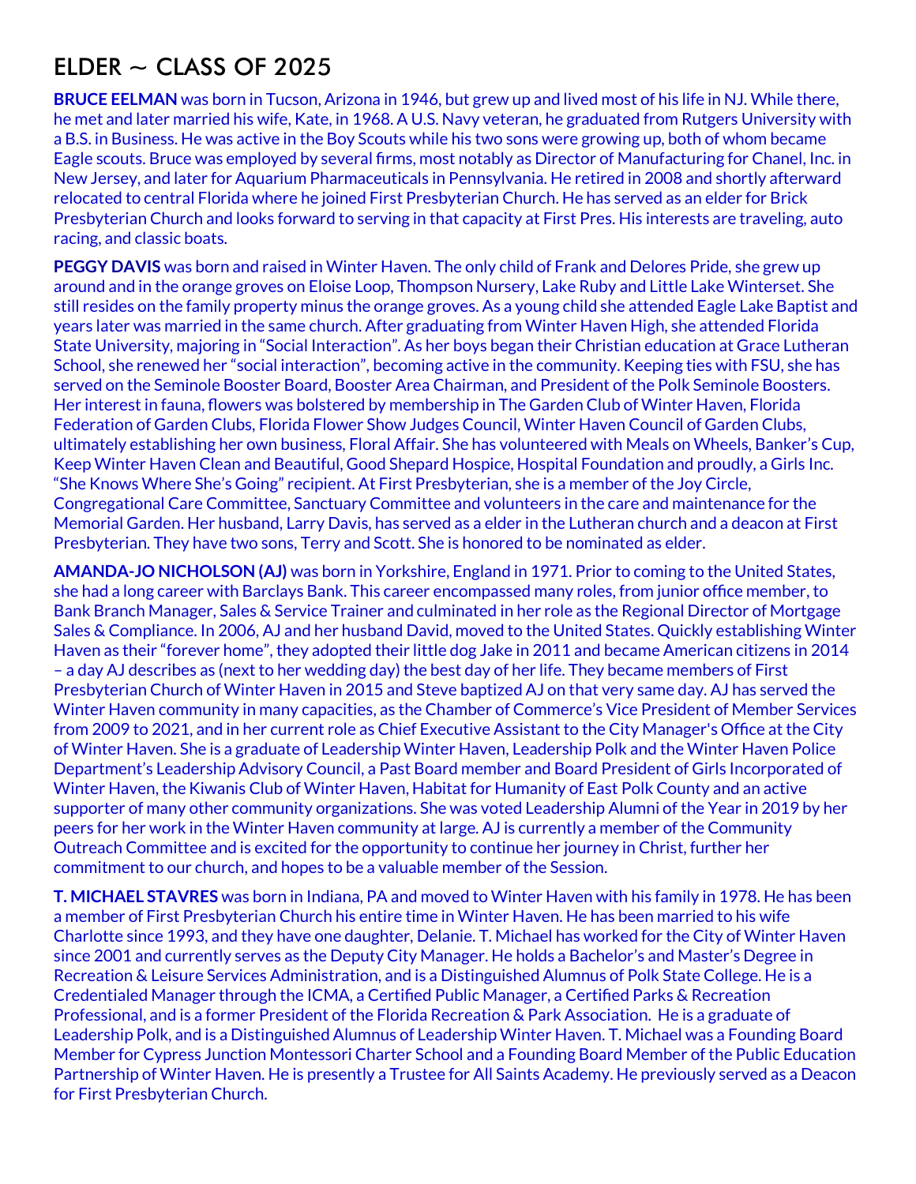# ELDER ~ CLASS OF 2025

**BRUCE EELMAN** was born in Tucson, Arizona in 1946, but grew up and lived most of his life in NJ. While there, he met and later married his wife, Kate, in 1968. A U.S. Navy veteran, he graduated from Rutgers University with a B.S. in Business. He was active in the Boy Scouts while his two sons were growing up, both of whom became Eagle scouts. Bruce was employed by several firms, most notably as Director of Manufacturing for Chanel, Inc. in New Jersey, and later for Aquarium Pharmaceuticals in Pennsylvania. He retired in 2008 and shortly afterward relocated to central Florida where he joined First Presbyterian Church. He has served as an elder for Brick Presbyterian Church and looks forward to serving in that capacity at First Pres. His interests are traveling, auto racing, and classic boats.

**PEGGY DAVIS** was born and raised in Winter Haven. The only child of Frank and Delores Pride, she grew up around and in the orange groves on Eloise Loop, Thompson Nursery, Lake Ruby and Little Lake Winterset. She still resides on the family property minus the orange groves. As a young child she attended Eagle Lake Baptist and years later was married in the same church. After graduating from Winter Haven High, she attended Florida State University, majoring in "Social Interaction". As her boys began their Christian education at Grace Lutheran School, she renewed her "social interaction", becoming active in the community. Keeping ties with FSU, she has served on the Seminole Booster Board, Booster Area Chairman, and President of the Polk Seminole Boosters. Her interest in fauna, flowers was bolstered by membership in The Garden Club of Winter Haven, Florida Federation of Garden Clubs, Florida Flower Show Judges Council, Winter Haven Council of Garden Clubs, ultimately establishing her own business, Floral Affair. She has volunteered with Meals on Wheels, Banker's Cup, Keep Winter Haven Clean and Beautiful, Good Shepard Hospice, Hospital Foundation and proudly, a Girls Inc. "She Knows Where She's Going" recipient. At First Presbyterian, she is a member of the Joy Circle, Congregational Care Committee, Sanctuary Committee and volunteers in the care and maintenance for the Memorial Garden. Her husband, Larry Davis, has served as a elder in the Lutheran church and a deacon at First Presbyterian. They have two sons, Terry and Scott. She is honored to be nominated as elder.

**AMANDA-JO NICHOLSON (AJ)** was born in Yorkshire, England in 1971. Prior to coming to the United States, she had a long career with Barclays Bank. This career encompassed many roles, from junior office member, to Bank Branch Manager, Sales & Service Trainer and culminated in her role as the Regional Director of Mortgage Sales & Compliance. In 2006, AJ and her husband David, moved to the United States. Quickly establishing Winter Haven as their "forever home", they adopted their little dog Jake in 2011 and became American citizens in 2014 – a day AJ describes as (next to her wedding day) the best day of her life. They became members of First Presbyterian Church of Winter Haven in 2015 and Steve baptized AJ on that very same day. AJ has served the Winter Haven community in many capacities, as the Chamber of Commerce's Vice President of Member Services from 2009 to 2021, and in her current role as Chief Executive Assistant to the City Manager's Office at the City of Winter Haven. She is a graduate of Leadership Winter Haven, Leadership Polk and the Winter Haven Police Department's Leadership Advisory Council, a Past Board member and Board President of Girls Incorporated of Winter Haven, the Kiwanis Club of Winter Haven, Habitat for Humanity of East Polk County and an active supporter of many other community organizations. She was voted Leadership Alumni of the Year in 2019 by her peers for her work in the Winter Haven community at large. AJ is currently a member of the Community Outreach Committee and is excited for the opportunity to continue her journey in Christ, further her commitment to our church, and hopes to be a valuable member of the Session.

**T. MICHAEL STAVRES** was born in Indiana, PA and moved to Winter Haven with his family in 1978. He has been a member of First Presbyterian Church his entire time in Winter Haven. He has been married to his wife Charlotte since 1993, and they have one daughter, Delanie. T. Michael has worked for the City of Winter Haven since 2001 and currently serves as the Deputy City Manager. He holds a Bachelor's and Master's Degree in Recreation & Leisure Services Administration, and is a Distinguished Alumnus of Polk State College. He is a Credentialed Manager through the ICMA, a Certified Public Manager, a Certified Parks & Recreation Professional, and is a former President of the Florida Recreation & Park Association. He is a graduate of Leadership Polk, and is a Distinguished Alumnus of Leadership Winter Haven. T. Michael was a Founding Board Member for Cypress Junction Montessori Charter School and a Founding Board Member of the Public Education Partnership of Winter Haven. He is presently a Trustee for All Saints Academy. He previously served as a Deacon for First Presbyterian Church.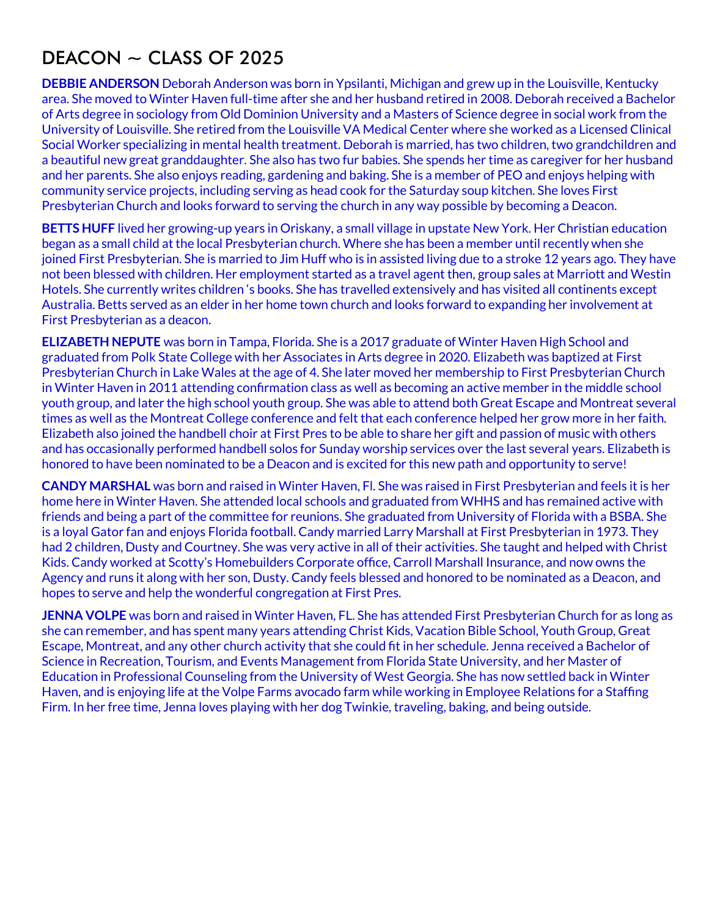# DEACON ~ CLASS OF 2025

**DEBBIE ANDERSON** Deborah Anderson was born in Ypsilanti, Michigan and grew up in the Louisville, Kentucky area. She moved to Winter Haven full-time after she and her husband retired in 2008. Deborah received a Bachelor of Arts degree in sociology from Old Dominion University and a Masters of Science degree in social work from the University of Louisville. She retired from the Louisville VA Medical Center where she worked as a Licensed Clinical Social Worker specializing in mental health treatment. Deborah is married, has two children, two grandchildren and a beautiful new great granddaughter. She also has two fur babies. She spends her time as caregiver for her husband and her parents. She also enjoys reading, gardening and baking. She is a member of PEO and enjoys helping with community service projects, including serving as head cook for the Saturday soup kitchen. She loves First Presbyterian Church and looks forward to serving the church in any way possible by becoming a Deacon.

**BETTS HUFF** lived her growing-up years in Oriskany, a small village in upstate New York. Her Christian education began as a small child at the local Presbyterian church. Where she has been a member until recently when she joined First Presbyterian. She is married to Jim Huff who is in assisted living due to a stroke 12 years ago. They have not been blessed with children. Her employment started as a travel agent then, group sales at Marriott and Westin Hotels. She currently writes children 's books. She has travelled extensively and has visited all continents except Australia. Betts served as an elder in her home town church and looks forward to expanding her involvement at First Presbyterian as a deacon.

**ELIZABETH NEPUTE** was born in Tampa, Florida. She is a 2017 graduate of Winter Haven High School and graduated from Polk State College with her Associates in Arts degree in 2020. Elizabeth was baptized at First Presbyterian Church in Lake Wales at the age of 4. She later moved her membership to First Presbyterian Church in Winter Haven in 2011 attending confirmation class as well as becoming an active member in the middle school youth group, and later the high school youth group. She was able to attend both Great Escape and Montreat several times as well as the Montreat College conference and felt that each conference helped her grow more in her faith. Elizabeth also joined the handbell choir at First Pres to be able to share her gift and passion of music with others and has occasionally performed handbell solos for Sunday worship services over the last several years. Elizabeth is honored to have been nominated to be a Deacon and is excited for this new path and opportunity to serve!

**CANDY MARSHAL** was born and raised in Winter Haven, Fl. She was raised in First Presbyterian and feels it is her home here in Winter Haven. She attended local schools and graduated from WHHS and has remained active with friends and being a part of the committee for reunions. She graduated from University of Florida with a BSBA. She is a loyal Gator fan and enjoys Florida football. Candy married Larry Marshall at First Presbyterian in 1973. They had 2 children, Dusty and Courtney. She was very active in all of their activities. She taught and helped with Christ Kids. Candy worked at Scotty's Homebuilders Corporate office, Carroll Marshall Insurance, and now owns the Agency and runs it along with her son, Dusty. Candy feels blessed and honored to be nominated as a Deacon, and hopes to serve and help the wonderful congregation at First Pres.

**JENNA VOLPE** was born and raised in Winter Haven, FL. She has attended First Presbyterian Church for as long as she can remember, and has spent many years attending Christ Kids, Vacation Bible School, Youth Group, Great Escape, Montreat, and any other church activity that she could fit in her schedule. Jenna received a Bachelor of Science in Recreation, Tourism, and Events Management from Florida State University, and her Master of Education in Professional Counseling from the University of West Georgia. She has now settled back in Winter Haven, and is enjoying life at the Volpe Farms avocado farm while working in Employee Relations for a Staffing Firm. In her free time, Jenna loves playing with her dog Twinkie, traveling, baking, and being outside.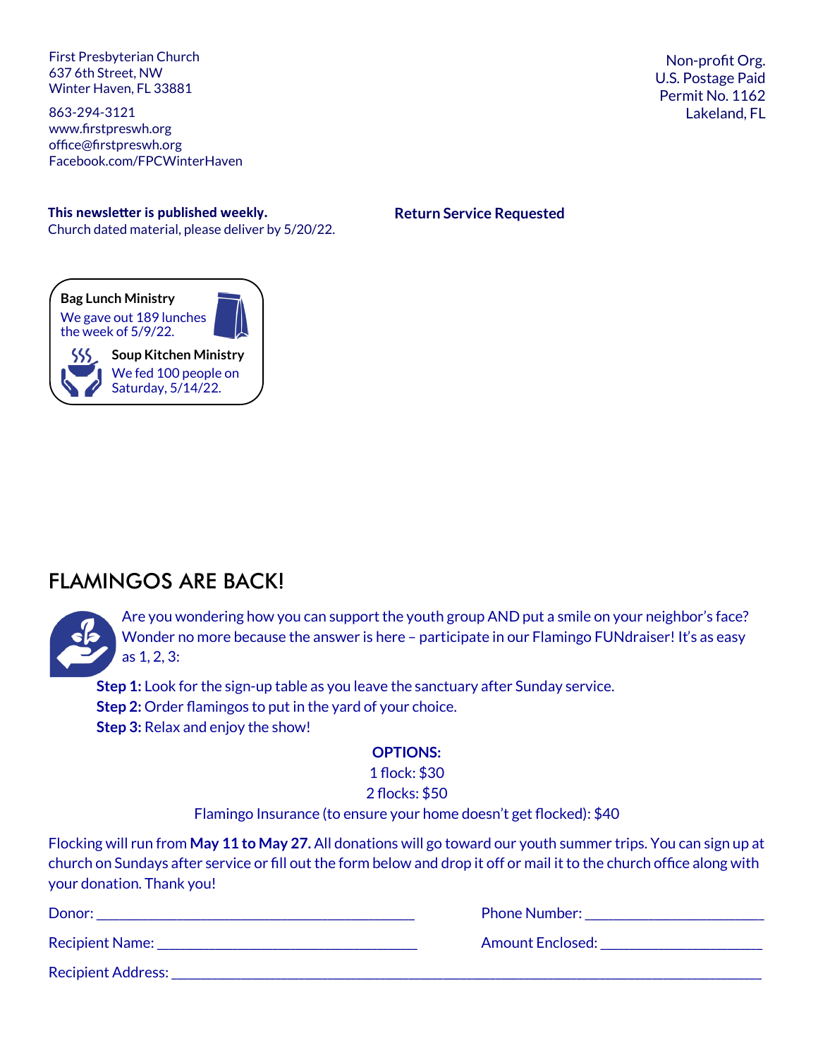First Presbyterian Church
637 6th Street, NW
Winter Haven, FL 33881

863-294-3121
www.firstpreswh.org
office@firstpreswh.org
Facebook.com/FPCWinterHaven

Non-profit Org.
U.S. Postage Paid
Permit No. 1162
Lakeland, FL

**This newsletter is published weekly.**
Church dated material, please deliver by 5/20/22.

**Return Service Requested**

**Bag Lunch Ministry**
We gave out 189 lunches the week of 5/9/22.

**Soup Kitchen Ministry**
We fed 100 people on Saturday, 5/14/22.

## FLAMINGOS ARE BACK!

Are you wondering how you can support the youth group AND put a smile on your neighbor's face? Wonder no more because the answer is here – participate in our Flamingo FUNdraiser! It's as easy as 1, 2, 3:

**Step 1:** Look for the sign-up table as you leave the sanctuary after Sunday service.
**Step 2:** Order flamingos to put in the yard of your choice.
**Step 3:** Relax and enjoy the show!

**OPTIONS:**
1 flock: $30
2 flocks: $50
Flamingo Insurance (to ensure your home doesn't get flocked): $40

Flocking will run from **May 11 to May 27.** All donations will go toward our youth summer trips. You can sign up at church on Sundays after service or fill out the form below and drop it off or mail it to the church office along with your donation. Thank you!

Donor: ____________________ Phone Number: ____________________

Recipient Name: ____________________ Amount Enclosed: ____________________

Recipient Address: ________________________________________